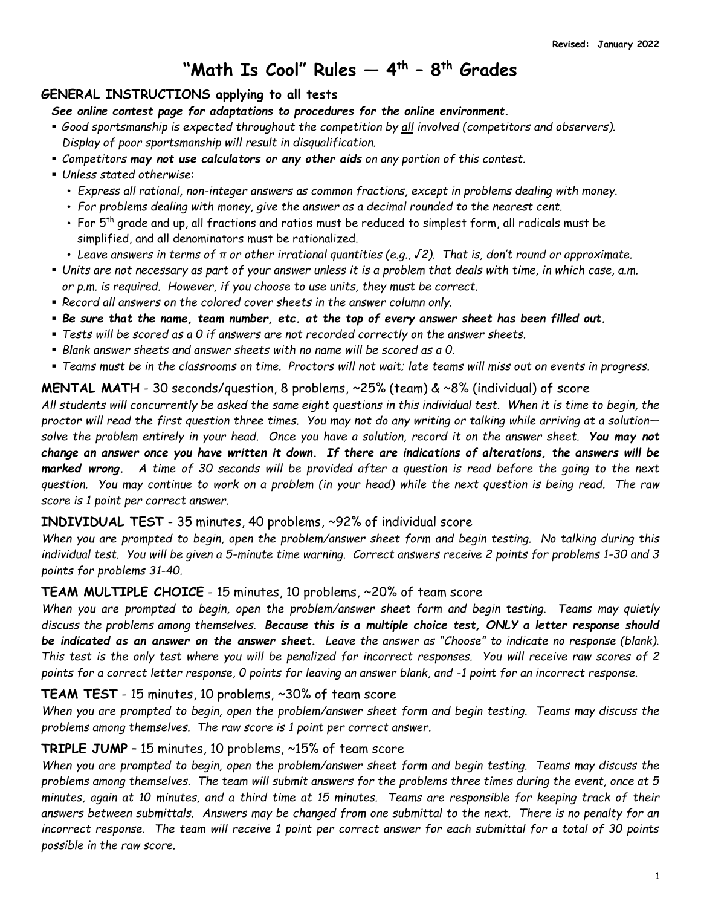Revised: January 2022

# "Math Is Cool" Rules — 4th – 8th Grades

## GENERAL INSTRUCTIONS applying to all tests

***See online contest page for adaptations to procedures for the online environment.***

- *Good sportsmanship is expected throughout the competition by all involved (competitors and observers). Display of poor sportsmanship will result in disqualification.*
- *Competitors **may not use calculators or any other aids** on any portion of this contest.*
- *Unless stated otherwise:*
  - *Express all rational, non-integer answers as common fractions, except in problems dealing with money.*
  - *For problems dealing with money, give the answer as a decimal rounded to the nearest cent.*
  - *For 5th grade and up, all fractions and ratios must be reduced to simplest form, all radicals must be simplified, and all denominators must be rationalized.*
  - *Leave answers in terms of $\pi$ or other irrational quantities (e.g., $\sqrt{2}$). That is, don't round or approximate.*
- *Units are not necessary as part of your answer unless it is a problem that deals with time, in which case, a.m. or p.m. is required. However, if you choose to use units, they must be correct.*
- *Record all answers on the colored cover sheets in the answer column only.*
- ***Be sure that the name, team number, etc. at the top of every answer sheet has been filled out.***
- *Tests will be scored as a 0 if answers are not recorded correctly on the answer sheets.*
- *Blank answer sheets and answer sheets with no name will be scored as a 0.*
- *Teams must be in the classrooms on time. Proctors will not wait; late teams will miss out on events in progress.*

## MENTAL MATH - 30 seconds/question, 8 problems, ~25% (team) & ~8% (individual) of score

*All students will concurrently be asked the same eight questions in this individual test. When it is time to begin, the proctor will read the first question three times. You may not do any writing or talking while arriving at a solution—solve the problem entirely in your head. Once you have a solution, record it on the answer sheet. **You may not change an answer once you have written it down. If there are indications of alterations, the answers will be marked wrong.** A time of 30 seconds will be provided after a question is read before the going to the next question. You may continue to work on a problem (in your head) while the next question is being read. The raw score is 1 point per correct answer.*

## INDIVIDUAL TEST - 35 minutes, 40 problems, ~92% of individual score

*When you are prompted to begin, open the problem/answer sheet form and begin testing. No talking during this individual test. You will be given a 5-minute time warning. Correct answers receive 2 points for problems 1-30 and 3 points for problems 31-40.*

## TEAM MULTIPLE CHOICE - 15 minutes, 10 problems, ~20% of team score

*When you are prompted to begin, open the problem/answer sheet form and begin testing. Teams may quietly discuss the problems among themselves. **Because this is a multiple choice test, ONLY a letter response should be indicated as an answer on the answer sheet.** Leave the answer as "Choose" to indicate no response (blank). This test is the only test where you will be penalized for incorrect responses. You will receive raw scores of 2 points for a correct letter response, 0 points for leaving an answer blank, and -1 point for an incorrect response.*

## TEAM TEST - 15 minutes, 10 problems, ~30% of team score

*When you are prompted to begin, open the problem/answer sheet form and begin testing. Teams may discuss the problems among themselves. The raw score is 1 point per correct answer.*

## TRIPLE JUMP – 15 minutes, 10 problems, ~15% of team score

*When you are prompted to begin, open the problem/answer sheet form and begin testing. Teams may discuss the problems among themselves. The team will submit answers for the problems three times during the event, once at 5 minutes, again at 10 minutes, and a third time at 15 minutes. Teams are responsible for keeping track of their answers between submittals. Answers may be changed from one submittal to the next. There is no penalty for an incorrect response. The team will receive 1 point per correct answer for each submittal for a total of 30 points possible in the raw score.*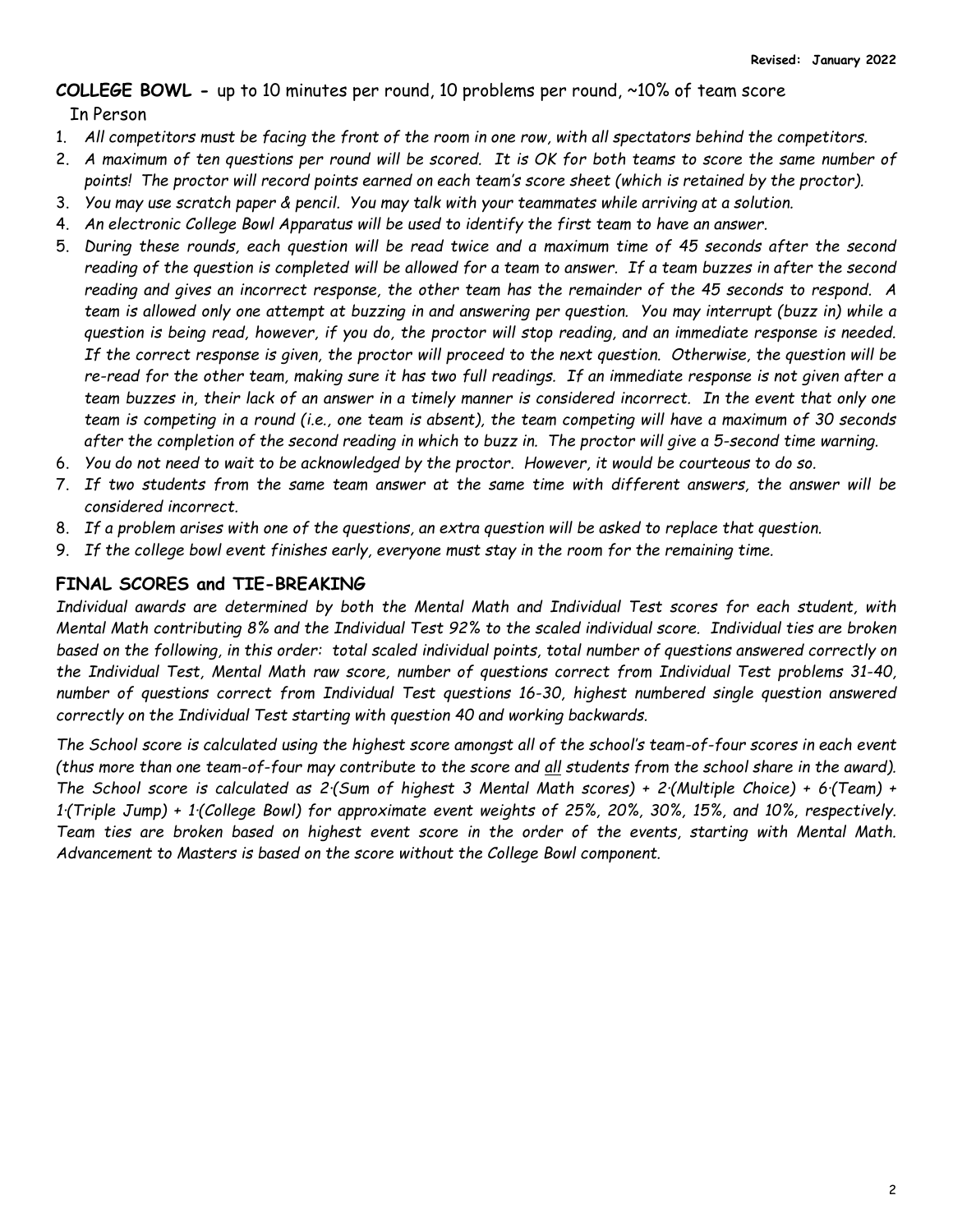Revised: January 2022

**COLLEGE BOWL -** up to 10 minutes per round, 10 problems per round, ~10% of team score

In Person

1. *All competitors must be facing the front of the room in one row, with all spectators behind the competitors.*
2. *A maximum of ten questions per round will be scored. It is OK for both teams to score the same number of points! The proctor will record points earned on each team's score sheet (which is retained by the proctor).*
3. *You may use scratch paper & pencil. You may talk with your teammates while arriving at a solution.*
4. *An electronic College Bowl Apparatus will be used to identify the first team to have an answer.*
5. *During these rounds, each question will be read twice and a maximum time of 45 seconds after the second reading of the question is completed will be allowed for a team to answer. If a team buzzes in after the second reading and gives an incorrect response, the other team has the remainder of the 45 seconds to respond. A team is allowed only one attempt at buzzing in and answering per question. You may interrupt (buzz in) while a question is being read, however, if you do, the proctor will stop reading, and an immediate response is needed. If the correct response is given, the proctor will proceed to the next question. Otherwise, the question will be re-read for the other team, making sure it has two full readings. If an immediate response is not given after a team buzzes in, their lack of an answer in a timely manner is considered incorrect. In the event that only one team is competing in a round (i.e., one team is absent), the team competing will have a maximum of 30 seconds after the completion of the second reading in which to buzz in. The proctor will give a 5-second time warning.*
6. *You do not need to wait to be acknowledged by the proctor. However, it would be courteous to do so.*
7. *If two students from the same team answer at the same time with different answers, the answer will be considered incorrect.*
8. *If a problem arises with one of the questions, an extra question will be asked to replace that question.*
9. *If the college bowl event finishes early, everyone must stay in the room for the remaining time.*

## FINAL SCORES and TIE-BREAKING

*Individual awards are determined by both the Mental Math and Individual Test scores for each student, with Mental Math contributing 8% and the Individual Test 92% to the scaled individual score. Individual ties are broken based on the following, in this order: total scaled individual points, total number of questions answered correctly on the Individual Test, Mental Math raw score, number of questions correct from Individual Test problems 31-40, number of questions correct from Individual Test questions 16-30, highest numbered single question answered correctly on the Individual Test starting with question 40 and working backwards.*

*The School score is calculated using the highest score amongst all of the school's team-of-four scores in each event (thus more than one team-of-four may contribute to the score and all students from the school share in the award). The School score is calculated as 2·(Sum of highest 3 Mental Math scores) + 2·(Multiple Choice) + 6·(Team) + 1·(Triple Jump) + 1·(College Bowl) for approximate event weights of 25%, 20%, 30%, 15%, and 10%, respectively. Team ties are broken based on highest event score in the order of the events, starting with Mental Math. Advancement to Masters is based on the score without the College Bowl component.*